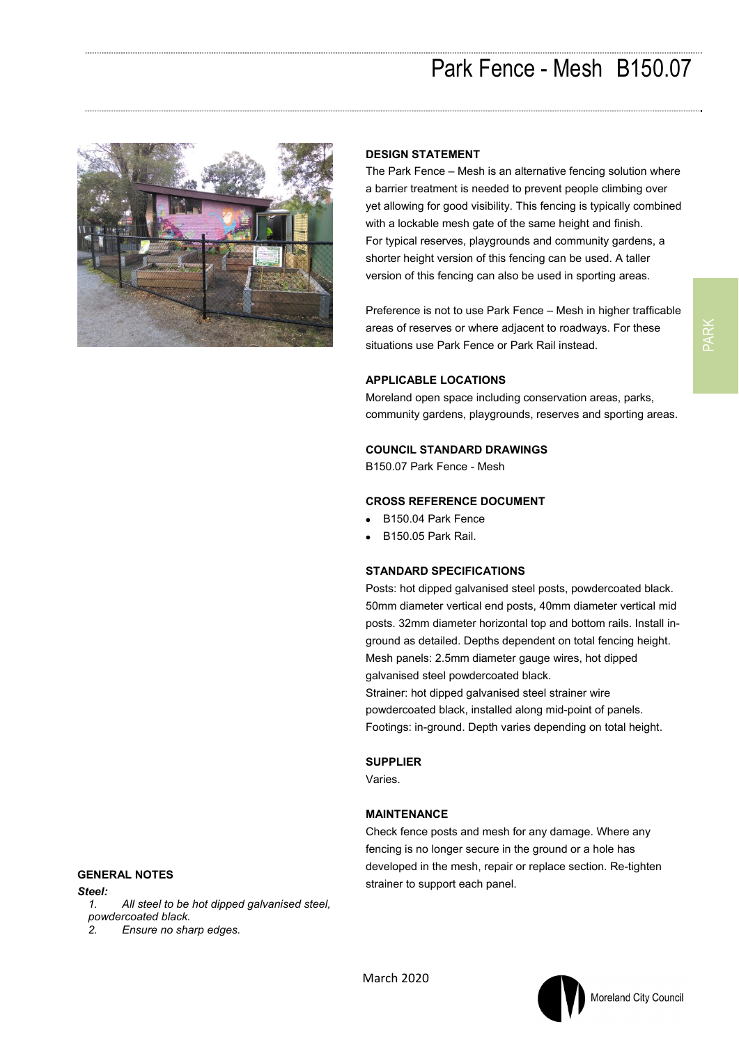# Park Fence - Mesh B150.07

## DESIGN STATEMENT

The Park Fence – Mesh is an alternative fencing solution where a barrier treatment is needed to prevent people climbing over yet allowing for good visibility. This fencing is typically combined with a lockable mesh gate of the same height and finish. For typical reserves, playgrounds and community gardens, a shorter height version of this fencing can be used. A taller version of this fencing can also be used in sporting areas.

Preference is not to use Park Fence – Mesh in higher trafficable areas of reserves or where adjacent to roadways. For these situations use Park Fence or Park Rail instead.

## APPLICABLE LOCATIONS

Moreland open space including conservation areas, parks, community gardens, playgrounds, reserves and sporting areas.

## COUNCIL STANDARD DRAWINGS

B150.07 Park Fence - Mesh

## CROSS REFERENCE DOCUMENT

- B150.04 Park Fence
- B150.05 Park Rail.

## STANDARD SPECIFICATIONS

Posts: hot dipped galvanised steel posts, powdercoated black. 50mm diameter vertical end posts, 40mm diameter vertical mid posts. 32mm diameter horizontal top and bottom rails. Install in-ground as detailed. Depths dependent on total fencing height.
Mesh panels: 2.5mm diameter gauge wires, hot dipped galvanised steel powdercoated black.
Strainer: hot dipped galvanised steel strainer wire powdercoated black, installed along mid-point of panels.
Footings: in-ground. Depth varies depending on total height.

## SUPPLIER

Varies.

## MAINTENANCE

Check fence posts and mesh for any damage. Where any fencing is no longer secure in the ground or a hole has developed in the mesh, repair or replace section. Re-tighten strainer to support each panel.

## GENERAL NOTES

***Steel:***

1. *All steel to be hot dipped galvanised steel, powdercoated black.*
2. *Ensure no sharp edges.*

March 2020

Moreland City Council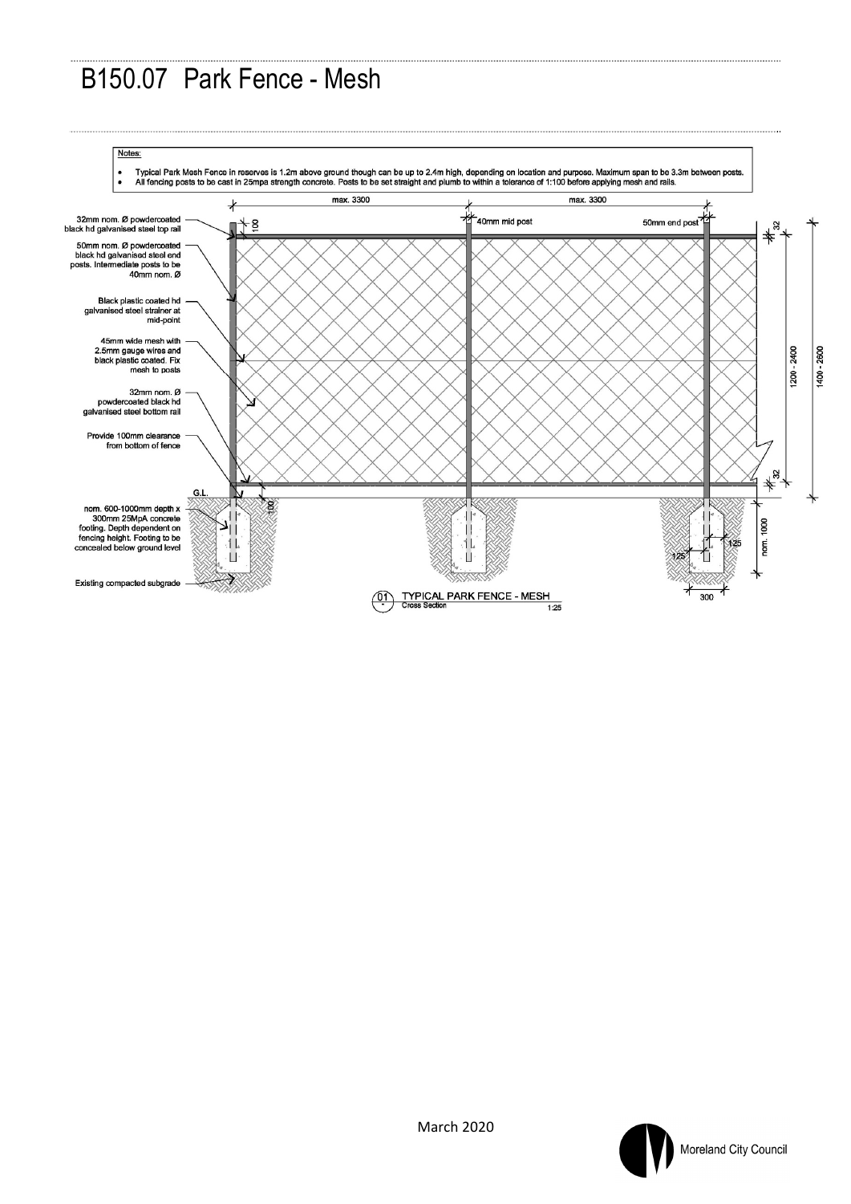# B150.07 Park Fence - Mesh

Notes:

- Typical Park Mesh Fence in reserves is 1.2m above ground though can be up to 2.4m high, depending on location and purpose. Maximum span to be 3.3m between posts.
- All fencing posts to be cast in 25mpa strength concrete. Posts to be set straight and plumb to within a tolerance of 1:100 before applying mesh and rails.

32mm nom. Ø powdercoated black hd galvanised steel top rail

50mm nom. Ø powdercoated black hd galvanised steel end posts. Intermediate posts to be 40mm nom. Ø

Black plastic coated hd galvanised steel strainer at mid-point

45mm wide mesh with 2.5mm gauge wires and black plastic coated. Fix mesh to posts

32mm nom. Ø powdercoated black hd galvanised steel bottom rail

Provide 100mm clearance from bottom of fence

G.L.

nom. 600-1000mm depth x 300mm 25MpA concrete footing. Depth dependent on fencing height. Footing to be concealed below ground level

Existing compacted subgrade

max. 3300

max. 3300

40mm mid post

50mm end post

100

32

1200 - 2400

1400 - 2600

nom. 1000

125

125

300

01 TYPICAL PARK FENCE - MESH
Cross Section
1:25

March 2020

Moreland City Council